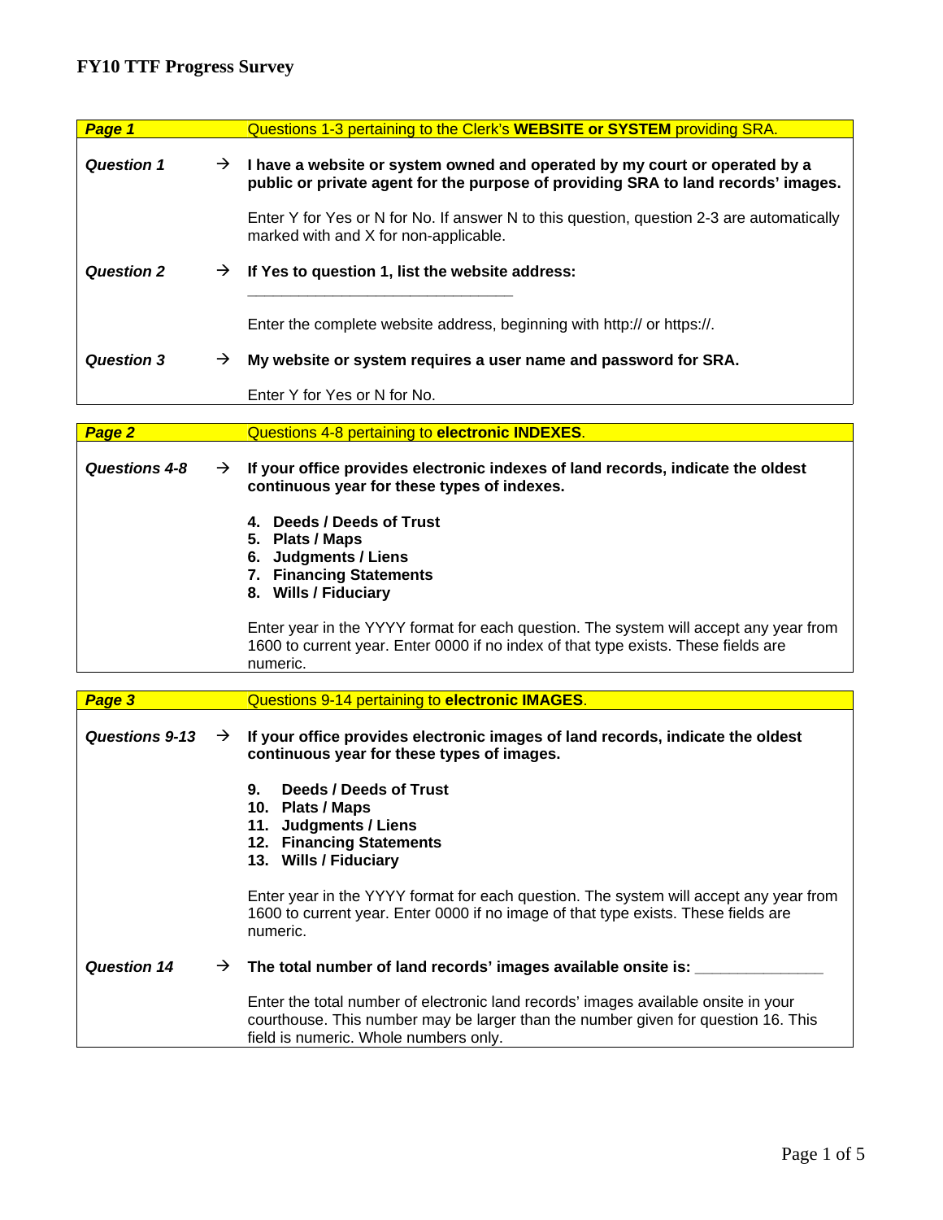# FY10 TTF Progress Survey

| ***Page 1*** | | Questions 1-3 pertaining to the Clerk's **WEBSITE or SYSTEM** providing SRA. |
|---|---|---|
| ***Question 1*** | → | **I have a website or system owned and operated by my court or operated by a public or private agent for the purpose of providing SRA to land records' images.** |
| | | Enter Y for Yes or N for No. If answer N to this question, question 2-3 are automatically marked with and X for non-applicable. |
| ***Question 2*** | → | **If Yes to question 1, list the website address:** ______________________________ |
| | | Enter the complete website address, beginning with http:// or https://. |
| ***Question 3*** | → | **My website or system requires a user name and password for SRA.** |
| | | Enter Y for Yes or N for No. |

| ***Page 2*** | | Questions 4-8 pertaining to **electronic INDEXES**. |
|---|---|---|
| ***Questions 4-8*** | → | **If your office provides electronic indexes of land records, indicate the oldest continuous year for these types of indexes.** |
| | | **4. Deeds / Deeds of Trust**<br>**5. Plats / Maps**<br>**6. Judgments / Liens**<br>**7. Financing Statements**<br>**8. Wills / Fiduciary** |
| | | Enter year in the YYYY format for each question. The system will accept any year from 1600 to current year. Enter 0000 if no index of that type exists. These fields are numeric. |

| ***Page 3*** | | Questions 9-14 pertaining to **electronic IMAGES**. |
|---|---|---|
| ***Questions 9-13*** | → | **If your office provides electronic images of land records, indicate the oldest continuous year for these types of images.** |
| | | **9. Deeds / Deeds of Trust**<br>**10. Plats / Maps**<br>**11. Judgments / Liens**<br>**12. Financing Statements**<br>**13. Wills / Fiduciary** |
| | | Enter year in the YYYY format for each question. The system will accept any year from 1600 to current year. Enter 0000 if no image of that type exists. These fields are numeric. |
| ***Question 14*** | → | **The total number of land records' images available onsite is:** ______________ |
| | | Enter the total number of electronic land records' images available onsite in your courthouse. This number may be larger than the number given for question 16. This field is numeric. Whole numbers only. |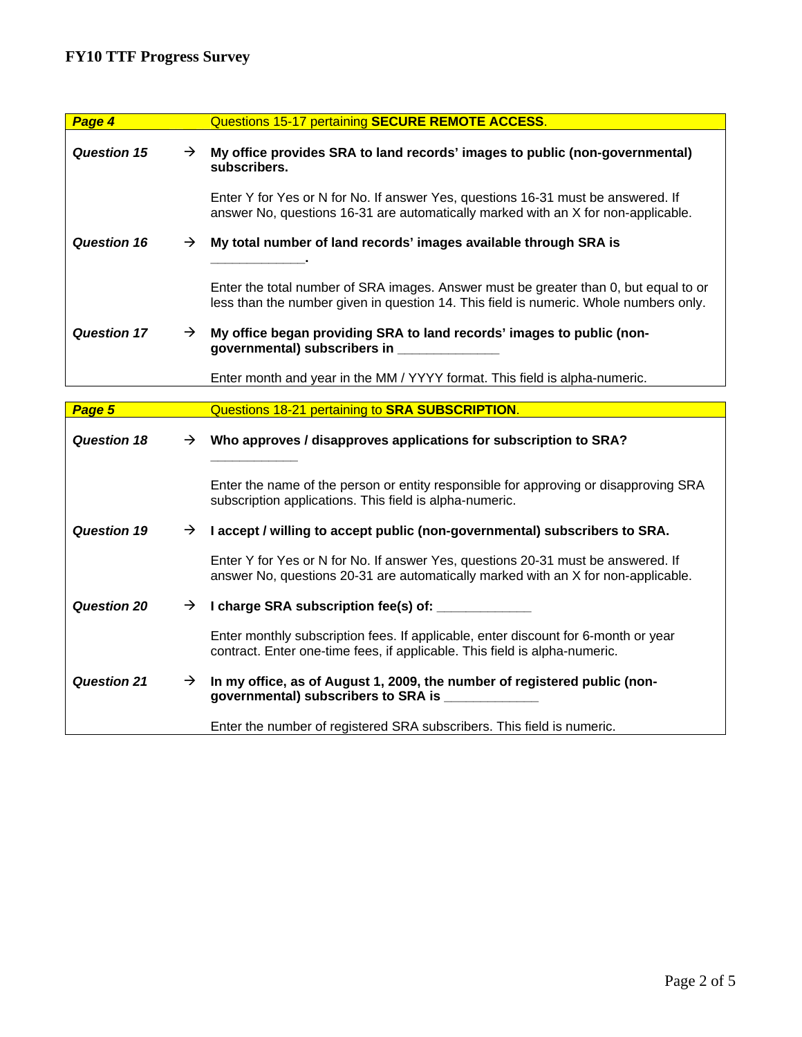## FY10 TTF Progress Survey

| ***Page 4*** | | Questions 15-17 pertaining **SECURE REMOTE ACCESS**. |
|---|---|---|
| ***Question 15*** | → | **My office provides SRA to land records' images to public (non-governmental) subscribers.** |
| | | Enter Y for Yes or N for No. If answer Yes, questions 16-31 must be answered. If answer No, questions 16-31 are automatically marked with an X for non-applicable. |
| ***Question 16*** | → | **My total number of land records' images available through SRA is ____________.** |
| | | Enter the total number of SRA images. Answer must be greater than 0, but equal to or less than the number given in question 14. This field is numeric. Whole numbers only. |
| ***Question 17*** | → | **My office began providing SRA to land records' images to public (non-governmental) subscribers in _____________** |
| | | Enter month and year in the MM / YYYY format. This field is alpha-numeric. |

| ***Page 5*** | | Questions 18-21 pertaining to **SRA SUBSCRIPTION**. |
|---|---|---|
| ***Question 18*** | → | **Who approves / disapproves applications for subscription to SRA? ___________** |
| | | Enter the name of the person or entity responsible for approving or disapproving SRA subscription applications. This field is alpha-numeric. |
| ***Question 19*** | → | **I accept / willing to accept public (non-governmental) subscribers to SRA.** |
| | | Enter Y for Yes or N for No. If answer Yes, questions 20-31 must be answered. If answer No, questions 20-31 are automatically marked with an X for non-applicable. |
| ***Question 20*** | → | **I charge SRA subscription fee(s) of: ____________** |
| | | Enter monthly subscription fees. If applicable, enter discount for 6-month or year contract. Enter one-time fees, if applicable. This field is alpha-numeric. |
| ***Question 21*** | → | **In my office, as of August 1, 2009, the number of registered public (non-governmental) subscribers to SRA is ____________** |
| | | Enter the number of registered SRA subscribers. This field is numeric. |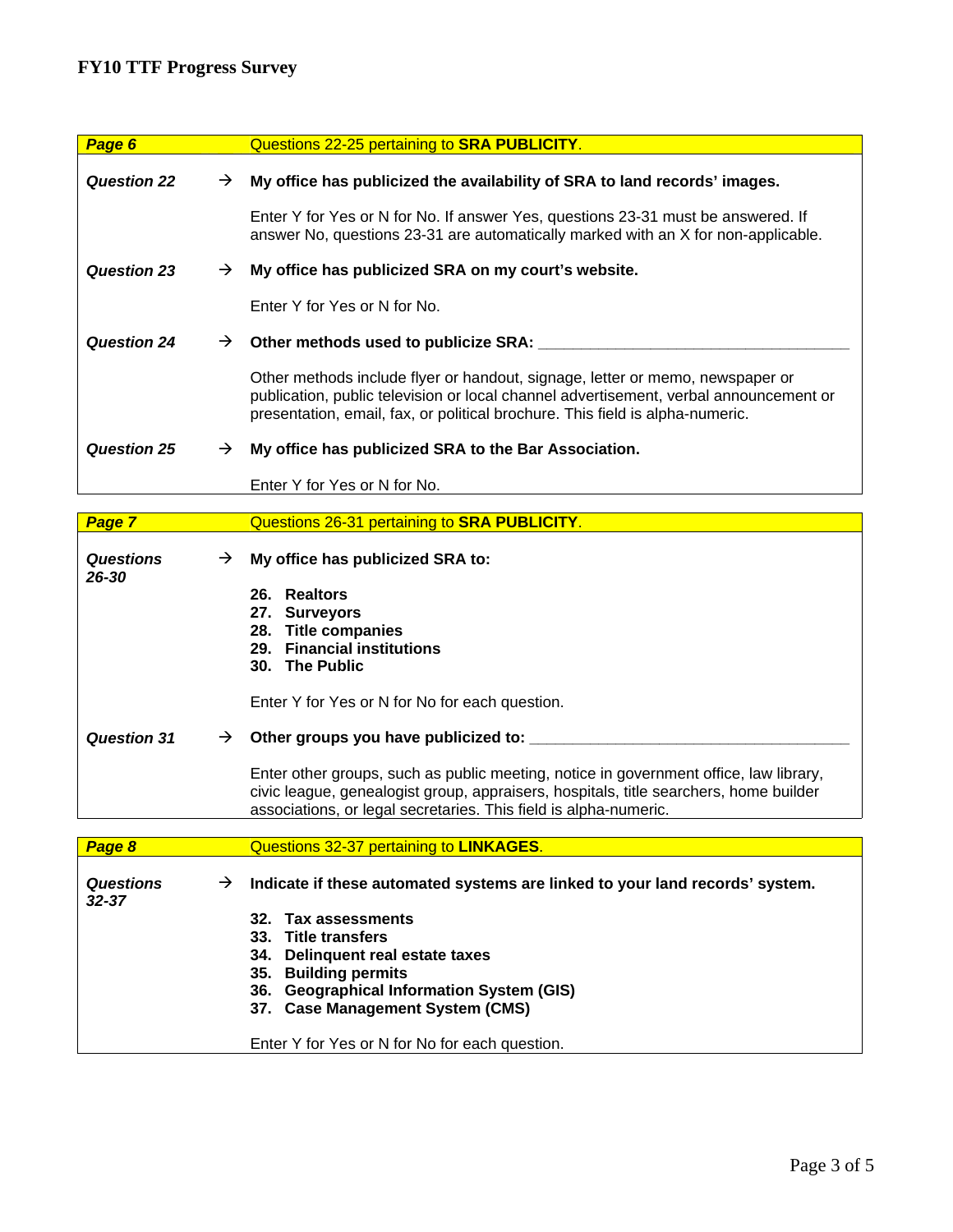## FY10 TTF Progress Survey

| ***Page 6*** | | Questions 22-25 pertaining to **SRA PUBLICITY**. |
|---|---|---|
| ***Question 22*** | → | **My office has publicized the availability of SRA to land records' images.** |
| | | Enter Y for Yes or N for No. If answer Yes, questions 23-31 must be answered. If answer No, questions 23-31 are automatically marked with an X for non-applicable. |
| ***Question 23*** | → | **My office has publicized SRA on my court's website.** |
| | | Enter Y for Yes or N for No. |
| ***Question 24*** | → | **Other methods used to publicize SRA:** ________________________________ |
| | | Other methods include flyer or handout, signage, letter or memo, newspaper or publication, public television or local channel advertisement, verbal announcement or presentation, email, fax, or political brochure. This field is alpha-numeric. |
| ***Question 25*** | → | **My office has publicized SRA to the Bar Association.** |
| | | Enter Y for Yes or N for No. |

| ***Page 7*** | | Questions 26-31 pertaining to **SRA PUBLICITY**. |
|---|---|---|
| ***Questions 26-30*** | → | **My office has publicized SRA to:** |
| | | **26. Realtors**<br>**27. Surveyors**<br>**28. Title companies**<br>**29. Financial institutions**<br>**30. The Public** |
| | | Enter Y for Yes or N for No for each question. |
| ***Question 31*** | → | **Other groups you have publicized to:** ________________________________ |
| | | Enter other groups, such as public meeting, notice in government office, law library, civic league, genealogist group, appraisers, hospitals, title searchers, home builder associations, or legal secretaries. This field is alpha-numeric. |

| ***Page 8*** | | Questions 32-37 pertaining to **LINKAGES**. |
|---|---|---|
| ***Questions 32-37*** | → | **Indicate if these automated systems are linked to your land records' system.** |
| | | **32. Tax assessments**<br>**33. Title transfers**<br>**34. Delinquent real estate taxes**<br>**35. Building permits**<br>**36. Geographical Information System (GIS)**<br>**37. Case Management System (CMS)** |
| | | Enter Y for Yes or N for No for each question. |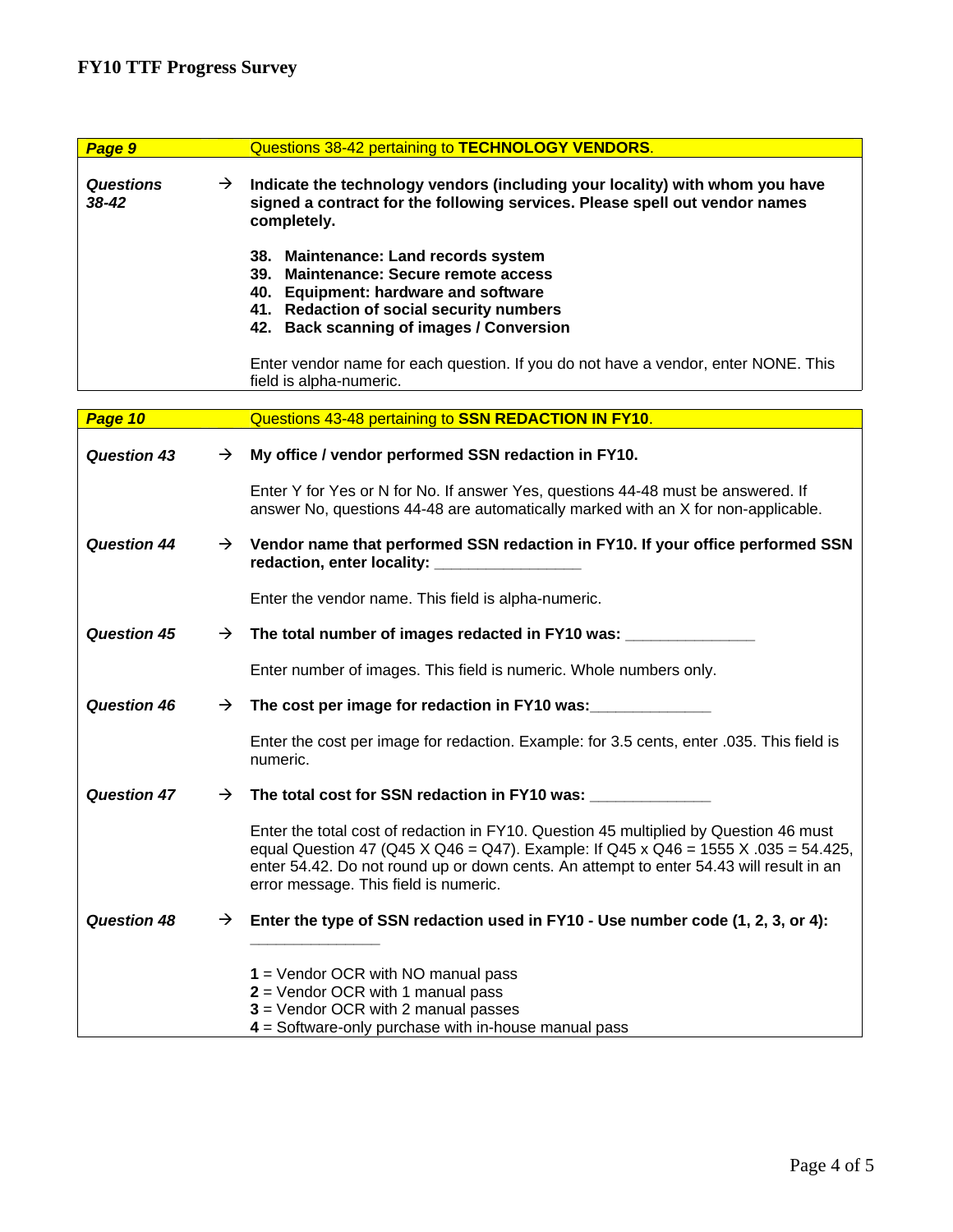| **_Page 9_** | | Questions 38-42 pertaining to **TECHNOLOGY VENDORS**. |
|---|---|---|
| ***Questions 38-42*** | → | **Indicate the technology vendors (including your locality) with whom you have signed a contract for the following services. Please spell out vendor names completely.**<br><br>**38. Maintenance: Land records system**<br>**39. Maintenance: Secure remote access**<br>**40. Equipment: hardware and software**<br>**41. Redaction of social security numbers**<br>**42. Back scanning of images / Conversion**<br><br>Enter vendor name for each question. If you do not have a vendor, enter NONE. This field is alpha-numeric. |

| **_Page 10_** | | Questions 43-48 pertaining to **SSN REDACTION IN FY10**. |
|---|---|---|
| ***Question 43*** | → | **My office / vendor performed SSN redaction in FY10.**<br><br>Enter Y for Yes or N for No. If answer Yes, questions 44-48 must be answered. If answer No, questions 44-48 are automatically marked with an X for non-applicable. |
| ***Question 44*** | → | **Vendor name that performed SSN redaction in FY10. If your office performed SSN redaction, enter locality: ________________**<br><br>Enter the vendor name. This field is alpha-numeric. |
| ***Question 45*** | → | **The total number of images redacted in FY10 was: ______________**<br><br>Enter number of images. This field is numeric. Whole numbers only. |
| ***Question 46*** | → | **The cost per image for redaction in FY10 was:_____________**<br><br>Enter the cost per image for redaction. Example: for 3.5 cents, enter .035. This field is numeric. |
| ***Question 47*** | → | **The total cost for SSN redaction in FY10 was: _____________**<br><br>Enter the total cost of redaction in FY10. Question 45 multiplied by Question 46 must equal Question 47 (Q45 X Q46 = Q47). Example: If Q45 x Q46 = 1555 X .035 = 54.425, enter 54.42. Do not round up or down cents. An attempt to enter 54.43 will result in an error message. This field is numeric. |
| ***Question 48*** | → | **Enter the type of SSN redaction used in FY10 - Use number code (1, 2, 3, or 4): ______________**<br><br>**1** = Vendor OCR with NO manual pass<br>**2** = Vendor OCR with 1 manual pass<br>**3** = Vendor OCR with 2 manual passes<br>**4** = Software-only purchase with in-house manual pass |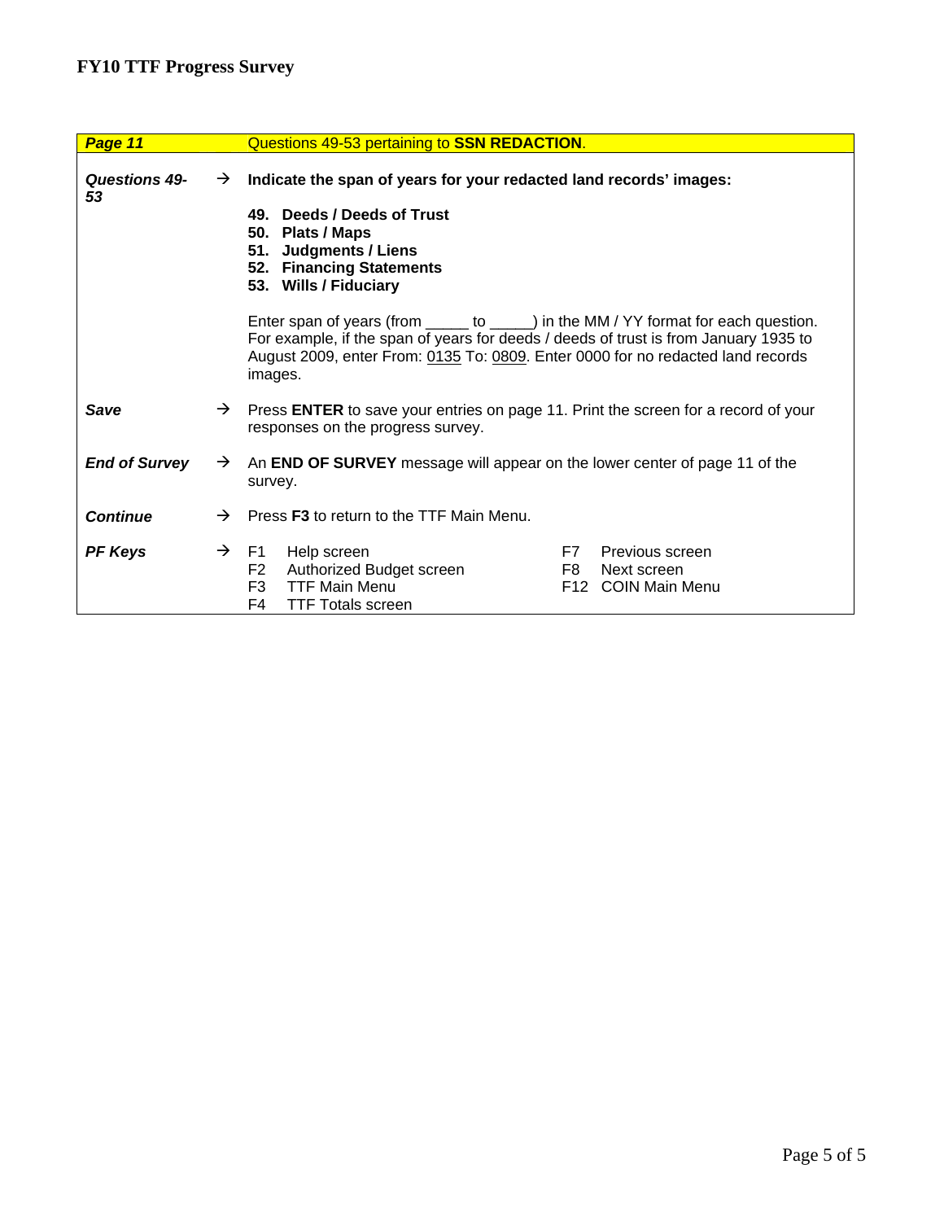# FY10 TTF Progress Survey

| | | |
|---|---|---|
| ***Page 11*** | | Questions 49-53 pertaining to **SSN REDACTION**. |
| ***Questions 49-53*** | → | **Indicate the span of years for your redacted land records' images:**<br><br>**49. Deeds / Deeds of Trust**<br>**50. Plats / Maps**<br>**51. Judgments / Liens**<br>**52. Financing Statements**<br>**53. Wills / Fiduciary**<br><br>Enter span of years (from _____ to _____) in the MM / YY format for each question. For example, if the span of years for deeds / deeds of trust is from January 1935 to August 2009, enter From: 0135 To: 0809. Enter 0000 for no redacted land records images. |
| ***Save*** | → | Press **ENTER** to save your entries on page 11. Print the screen for a record of your responses on the progress survey. |
| ***End of Survey*** | → | An **END OF SURVEY** message will appear on the lower center of page 11 of the survey. |
| ***Continue*** | → | Press **F3** to return to the TTF Main Menu. |
| ***PF Keys*** | → | F1 Help screen<br>F2 Authorized Budget screen<br>F3 TTF Main Menu<br>F4 TTF Totals screen<br>F7 Previous screen<br>F8 Next screen<br>F12 COIN Main Menu |